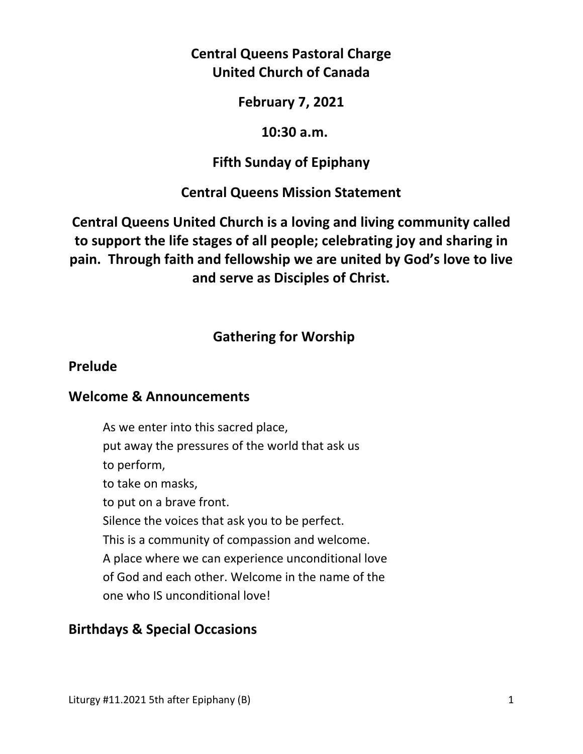# Central Queens Pastoral Charge
# United Church of Canada

**February 7, 2021**

**10:30 a.m.**

**Fifth Sunday of Epiphany**

## Central Queens Mission Statement

**Central Queens United Church is a loving and living community called to support the life stages of all people; celebrating joy and sharing in pain. Through faith and fellowship we are united by God's love to live and serve as Disciples of Christ.**

## Gathering for Worship

## Prelude

## Welcome & Announcements

As we enter into this sacred place,
put away the pressures of the world that ask us
to perform,
to take on masks,
to put on a brave front.
Silence the voices that ask you to be perfect.
This is a community of compassion and welcome.
A place where we can experience unconditional love
of God and each other. Welcome in the name of the
one who IS unconditional love!

## Birthdays & Special Occasions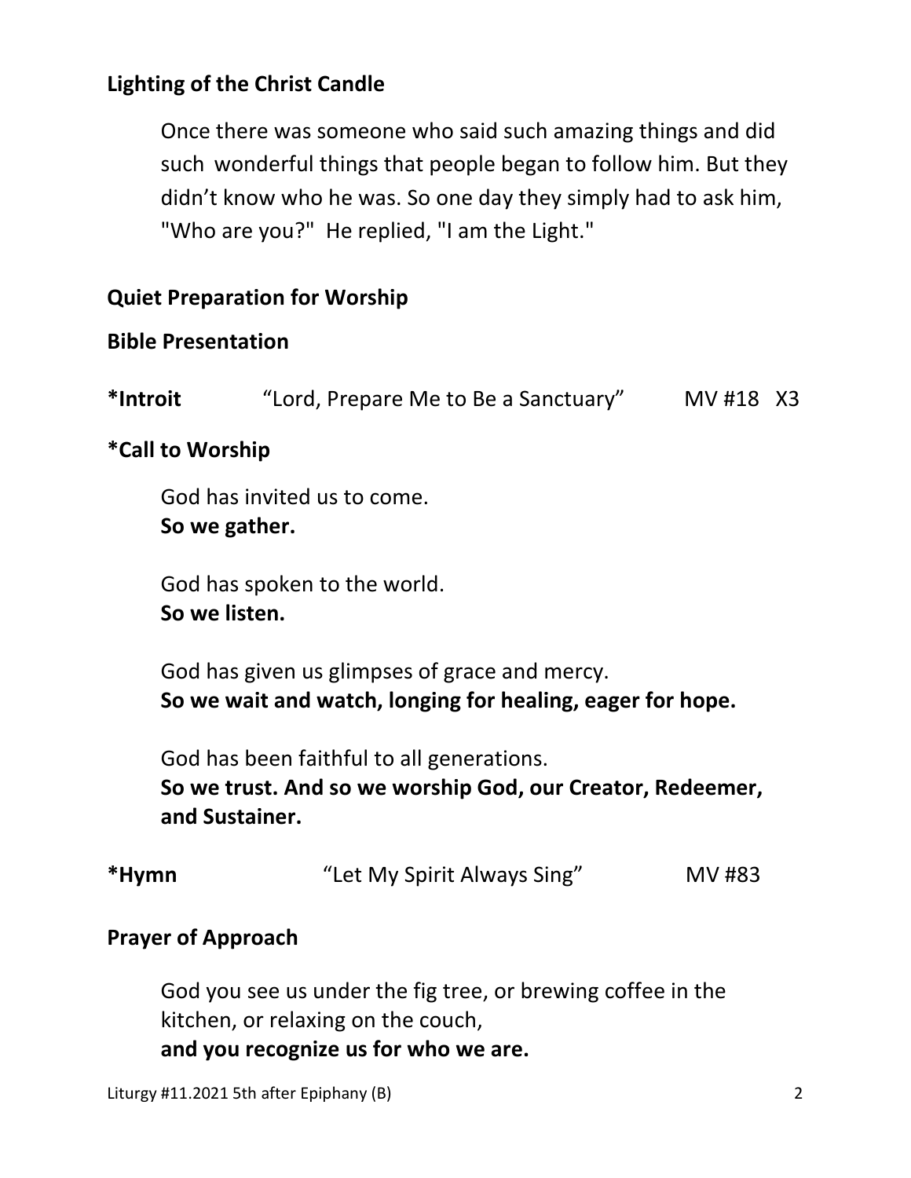**Lighting of the Christ Candle**

Once there was someone who said such amazing things and did such wonderful things that people began to follow him. But they didn't know who he was. So one day they simply had to ask him, "Who are you?" He replied, "I am the Light."

**Quiet Preparation for Worship**

**Bible Presentation**

**\*Introit** "Lord, Prepare Me to Be a Sanctuary" MV #18 X3

**\*Call to Worship**

God has invited us to come.
**So we gather.**

God has spoken to the world.
**So we listen.**

God has given us glimpses of grace and mercy.
**So we wait and watch, longing for healing, eager for hope.**

God has been faithful to all generations.
**So we trust. And so we worship God, our Creator, Redeemer, and Sustainer.**

**\*Hymn** "Let My Spirit Always Sing" MV #83

**Prayer of Approach**

God you see us under the fig tree, or brewing coffee in the kitchen, or relaxing on the couch,
**and you recognize us for who we are.**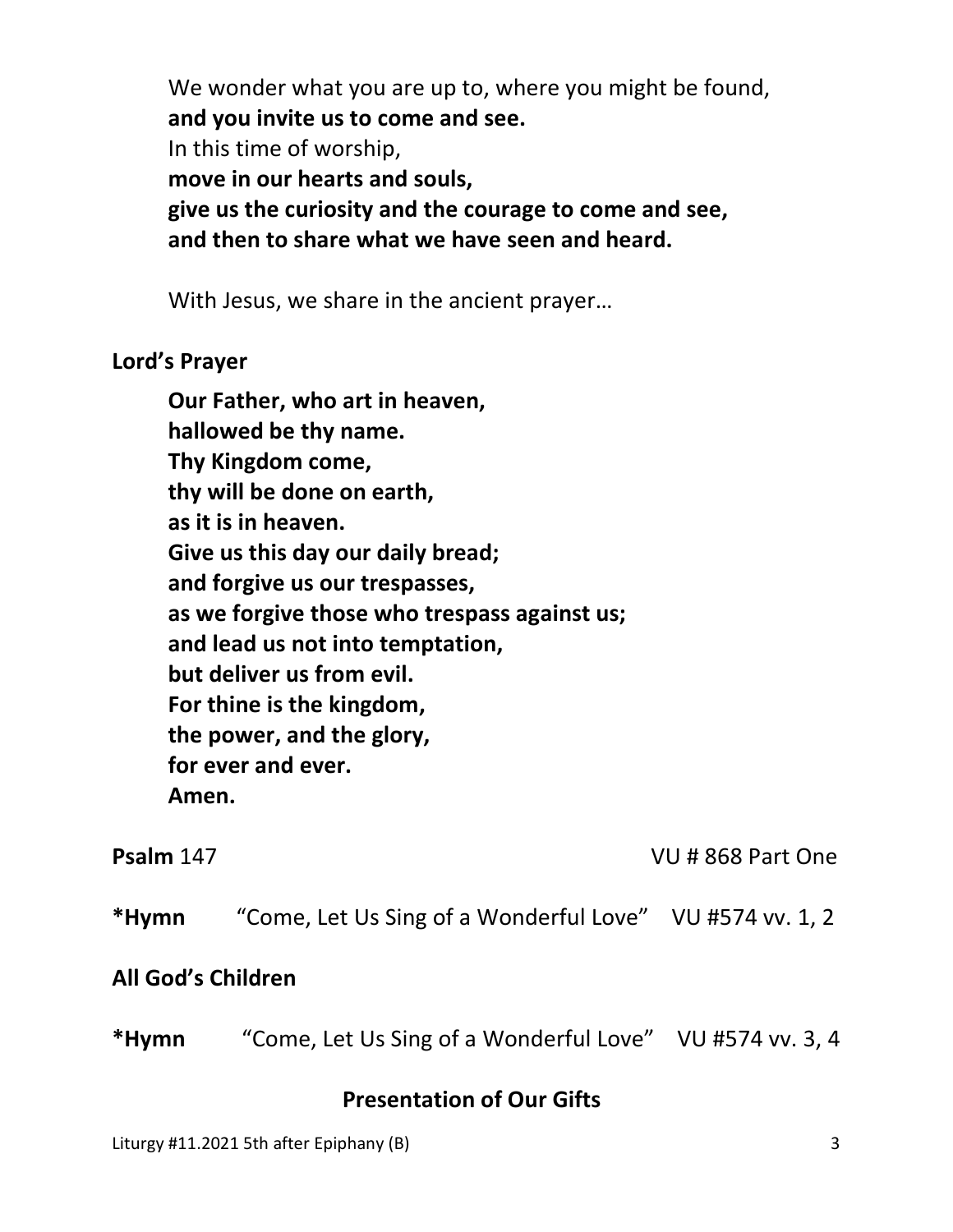We wonder what you are up to, where you might be found,
**and you invite us to come and see.**
In this time of worship,
**move in our hearts and souls,**
**give us the curiosity and the courage to come and see,**
**and then to share what we have seen and heard.**

With Jesus, we share in the ancient prayer…

**Lord's Prayer**

**Our Father, who art in heaven,**
**hallowed be thy name.**
**Thy Kingdom come,**
**thy will be done on earth,**
**as it is in heaven.**
**Give us this day our daily bread;**
**and forgive us our trespasses,**
**as we forgive those who trespass against us;**
**and lead us not into temptation,**
**but deliver us from evil.**
**For thine is the kingdom,**
**the power, and the glory,**
**for ever and ever.**
**Amen.**

**Psalm** 147 VU # 868 Part One

***Hymn** "Come, Let Us Sing of a Wonderful Love" VU #574 vv. 1, 2

**All God's Children**

***Hymn** "Come, Let Us Sing of a Wonderful Love" VU #574 vv. 3, 4

**Presentation of Our Gifts**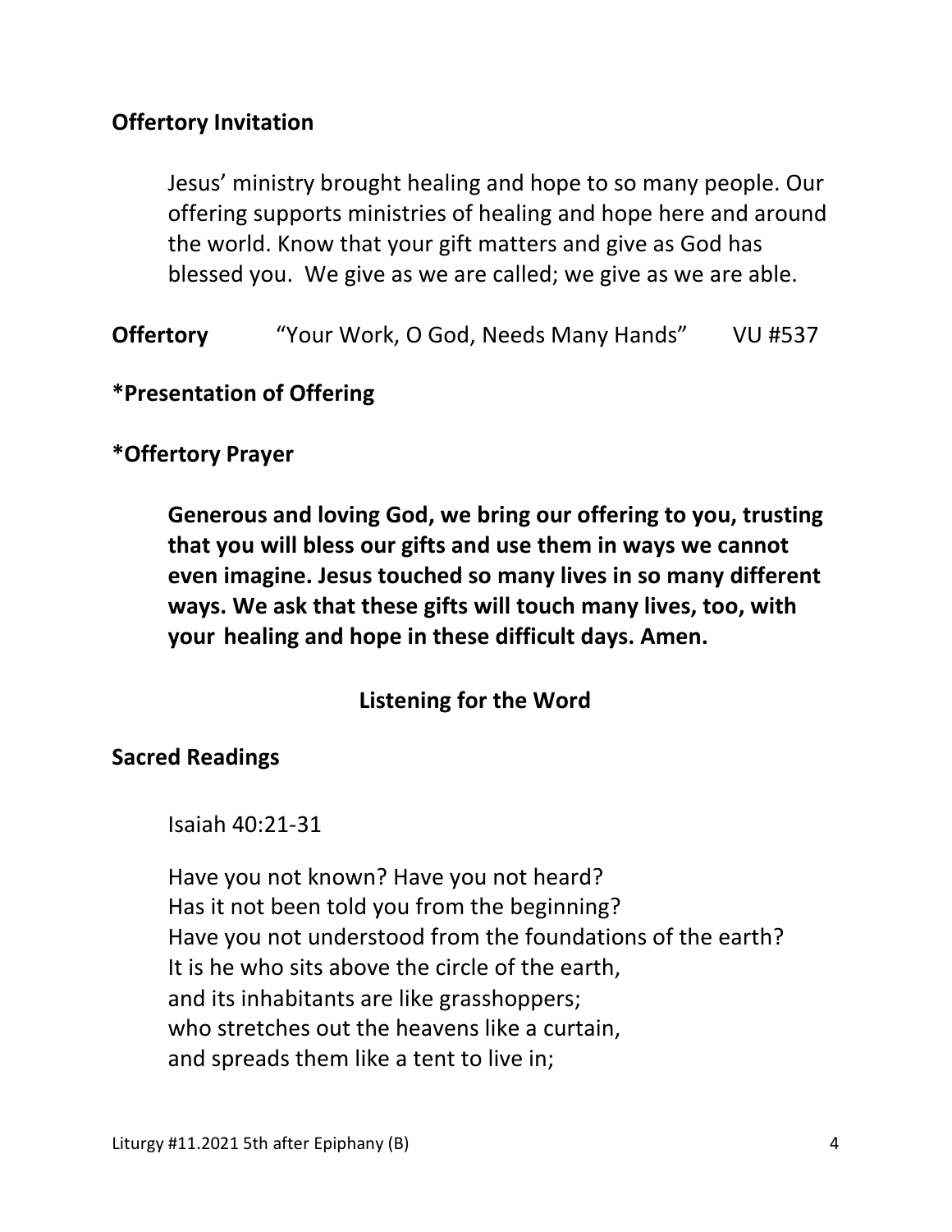**Offertory Invitation**

Jesus' ministry brought healing and hope to so many people. Our offering supports ministries of healing and hope here and around the world. Know that your gift matters and give as God has blessed you. We give as we are called; we give as we are able.

**Offertory** "Your Work, O God, Needs Many Hands" VU #537

**\*Presentation of Offering**

**\*Offertory Prayer**

**Generous and loving God, we bring our offering to you, trusting that you will bless our gifts and use them in ways we cannot even imagine. Jesus touched so many lives in so many different ways. We ask that these gifts will touch many lives, too, with your healing and hope in these difficult days. Amen.**

## Listening for the Word

**Sacred Readings**

Isaiah 40:21-31

Have you not known? Have you not heard?
Has it not been told you from the beginning?
Have you not understood from the foundations of the earth?
It is he who sits above the circle of the earth,
and its inhabitants are like grasshoppers;
who stretches out the heavens like a curtain,
and spreads them like a tent to live in;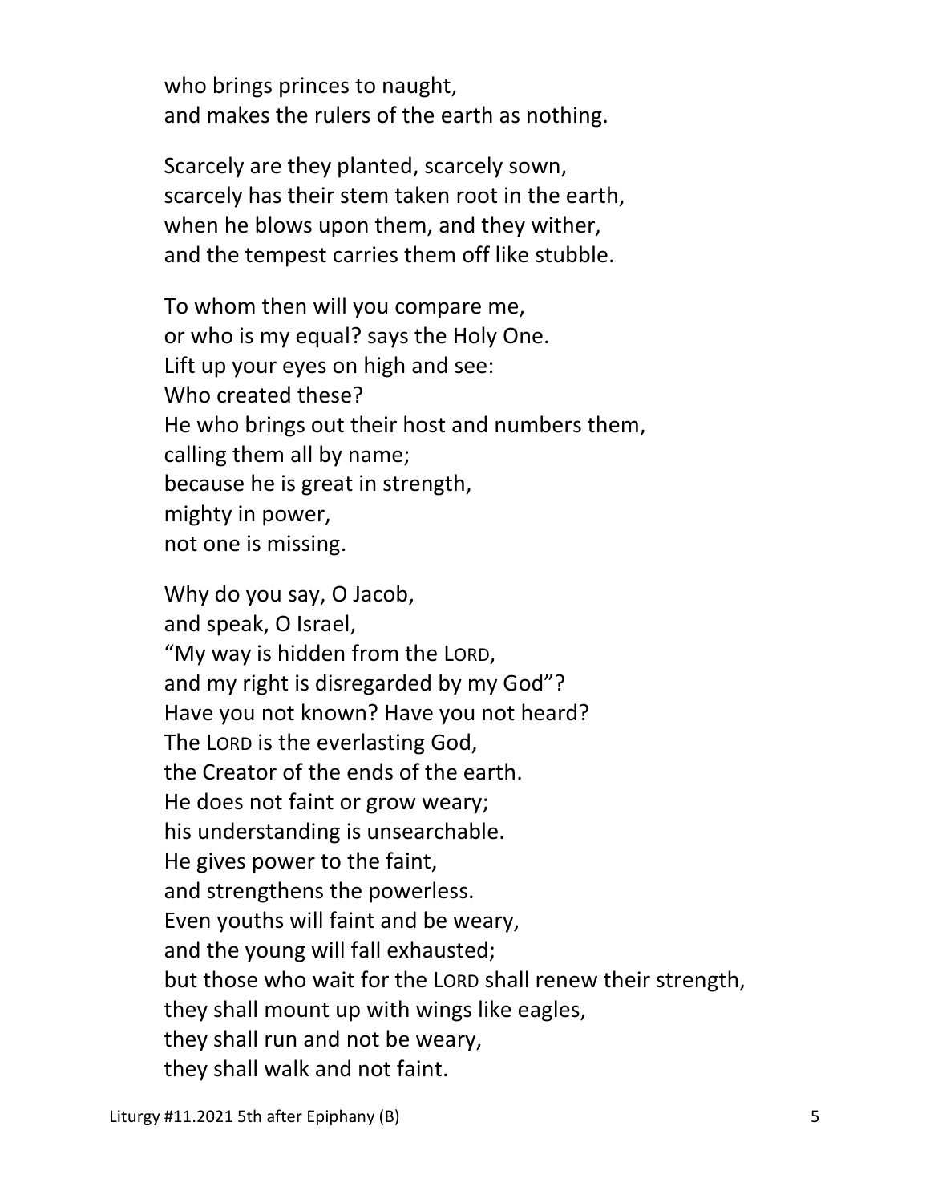who brings princes to naught,
and makes the rulers of the earth as nothing.

Scarcely are they planted, scarcely sown,
scarcely has their stem taken root in the earth,
when he blows upon them, and they wither,
and the tempest carries them off like stubble.

To whom then will you compare me,
or who is my equal? says the Holy One.
Lift up your eyes on high and see:
Who created these?
He who brings out their host and numbers them,
calling them all by name;
because he is great in strength,
mighty in power,
not one is missing.

Why do you say, O Jacob,
and speak, O Israel,
"My way is hidden from the LORD,
and my right is disregarded by my God"?
Have you not known? Have you not heard?
The LORD is the everlasting God,
the Creator of the ends of the earth.
He does not faint or grow weary;
his understanding is unsearchable.
He gives power to the faint,
and strengthens the powerless.
Even youths will faint and be weary,
and the young will fall exhausted;
but those who wait for the LORD shall renew their strength,
they shall mount up with wings like eagles,
they shall run and not be weary,
they shall walk and not faint.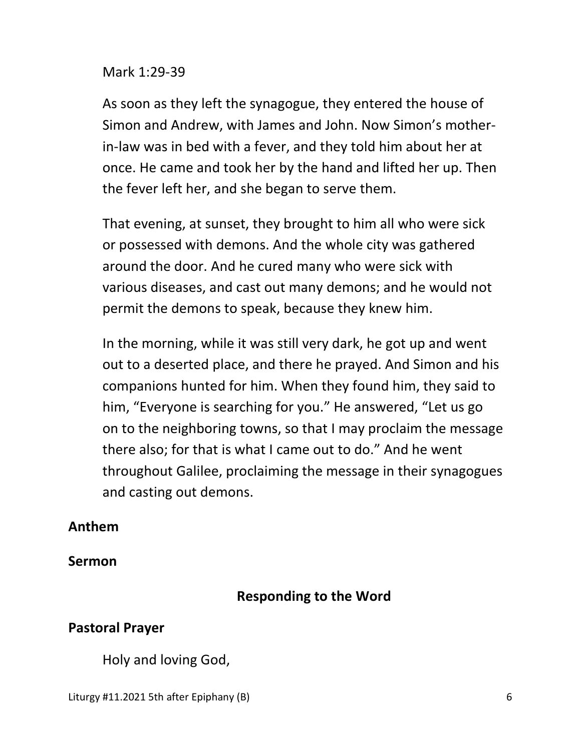Mark 1:29-39

As soon as they left the synagogue, they entered the house of Simon and Andrew, with James and John. Now Simon's mother-in-law was in bed with a fever, and they told him about her at once. He came and took her by the hand and lifted her up. Then the fever left her, and she began to serve them.

That evening, at sunset, they brought to him all who were sick or possessed with demons. And the whole city was gathered around the door. And he cured many who were sick with various diseases, and cast out many demons; and he would not permit the demons to speak, because they knew him.

In the morning, while it was still very dark, he got up and went out to a deserted place, and there he prayed. And Simon and his companions hunted for him. When they found him, they said to him, "Everyone is searching for you." He answered, "Let us go on to the neighboring towns, so that I may proclaim the message there also; for that is what I came out to do." And he went throughout Galilee, proclaiming the message in their synagogues and casting out demons.

**Anthem**

**Sermon**

## Responding to the Word

**Pastoral Prayer**

Holy and loving God,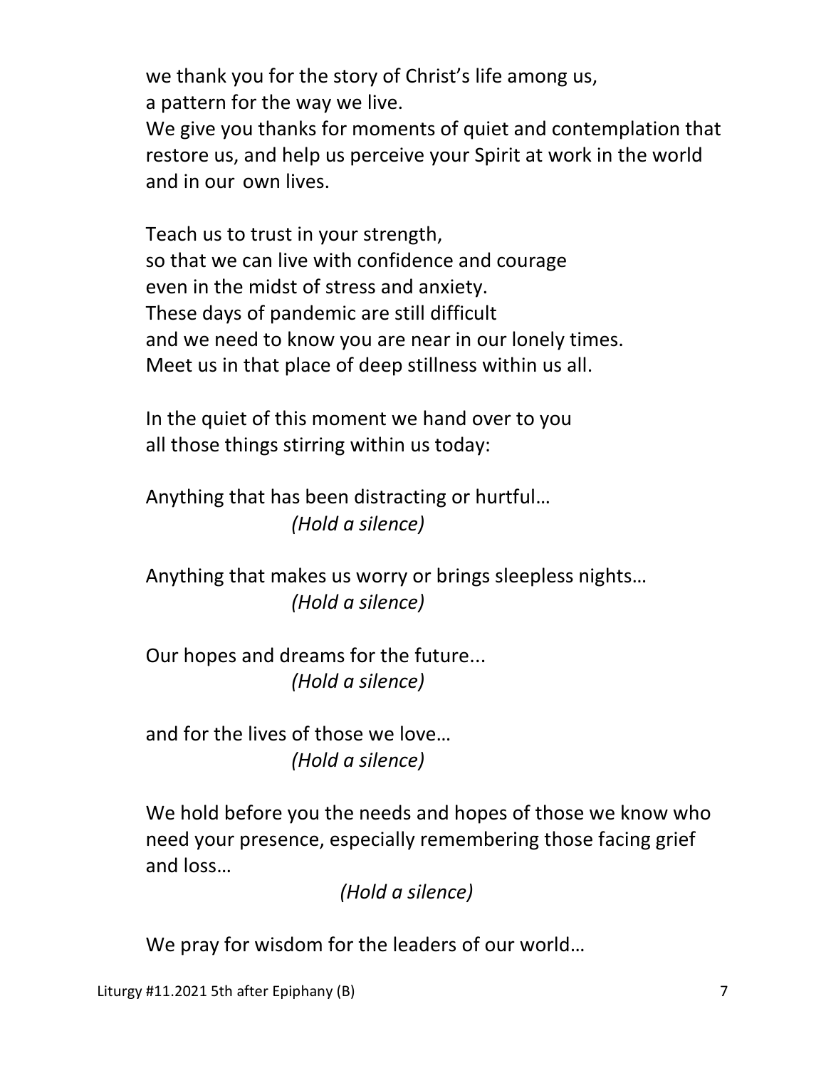we thank you for the story of Christ's life among us,
a pattern for the way we live.
We give you thanks for moments of quiet and contemplation that restore us, and help us perceive your Spirit at work in the world and in our own lives.

Teach us to trust in your strength,
so that we can live with confidence and courage
even in the midst of stress and anxiety.
These days of pandemic are still difficult
and we need to know you are near in our lonely times.
Meet us in that place of deep stillness within us all.

In the quiet of this moment we hand over to you
all those things stirring within us today:

Anything that has been distracting or hurtful…
*(Hold a silence)*

Anything that makes us worry or brings sleepless nights…
*(Hold a silence)*

Our hopes and dreams for the future...
*(Hold a silence)*

and for the lives of those we love…
*(Hold a silence)*

We hold before you the needs and hopes of those we know who need your presence, especially remembering those facing grief and loss…

*(Hold a silence)*

We pray for wisdom for the leaders of our world…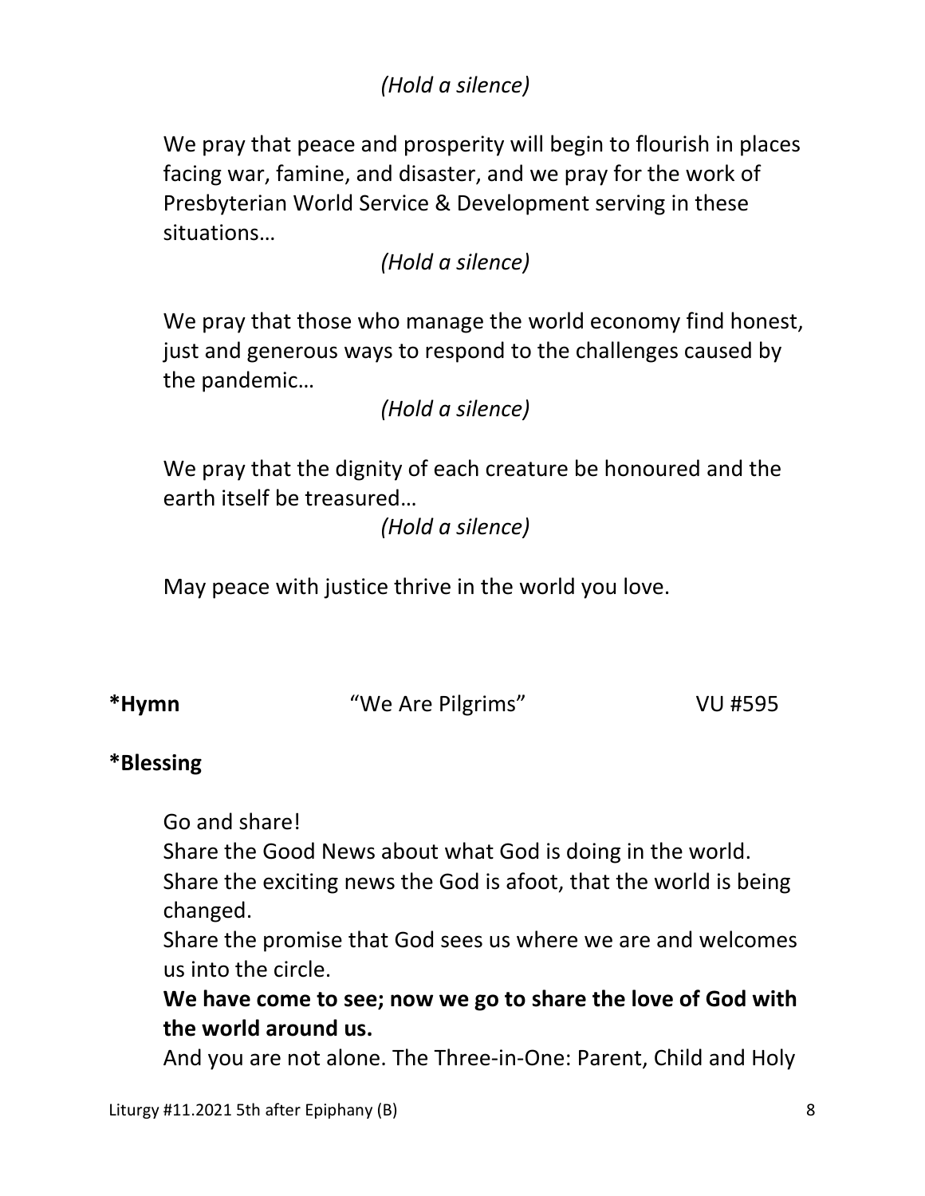*(Hold a silence)*

We pray that peace and prosperity will begin to flourish in places facing war, famine, and disaster, and we pray for the work of Presbyterian World Service & Development serving in these situations…

*(Hold a silence)*

We pray that those who manage the world economy find honest, just and generous ways to respond to the challenges caused by the pandemic…

*(Hold a silence)*

We pray that the dignity of each creature be honoured and the earth itself be treasured…

*(Hold a silence)*

May peace with justice thrive in the world you love.

**\*Hymn** "We Are Pilgrims" VU #595

**\*Blessing**

Go and share!
Share the Good News about what God is doing in the world.
Share the exciting news the God is afoot, that the world is being changed.
Share the promise that God sees us where we are and welcomes us into the circle.
**We have come to see; now we go to share the love of God with the world around us.**
And you are not alone. The Three-in-One: Parent, Child and Holy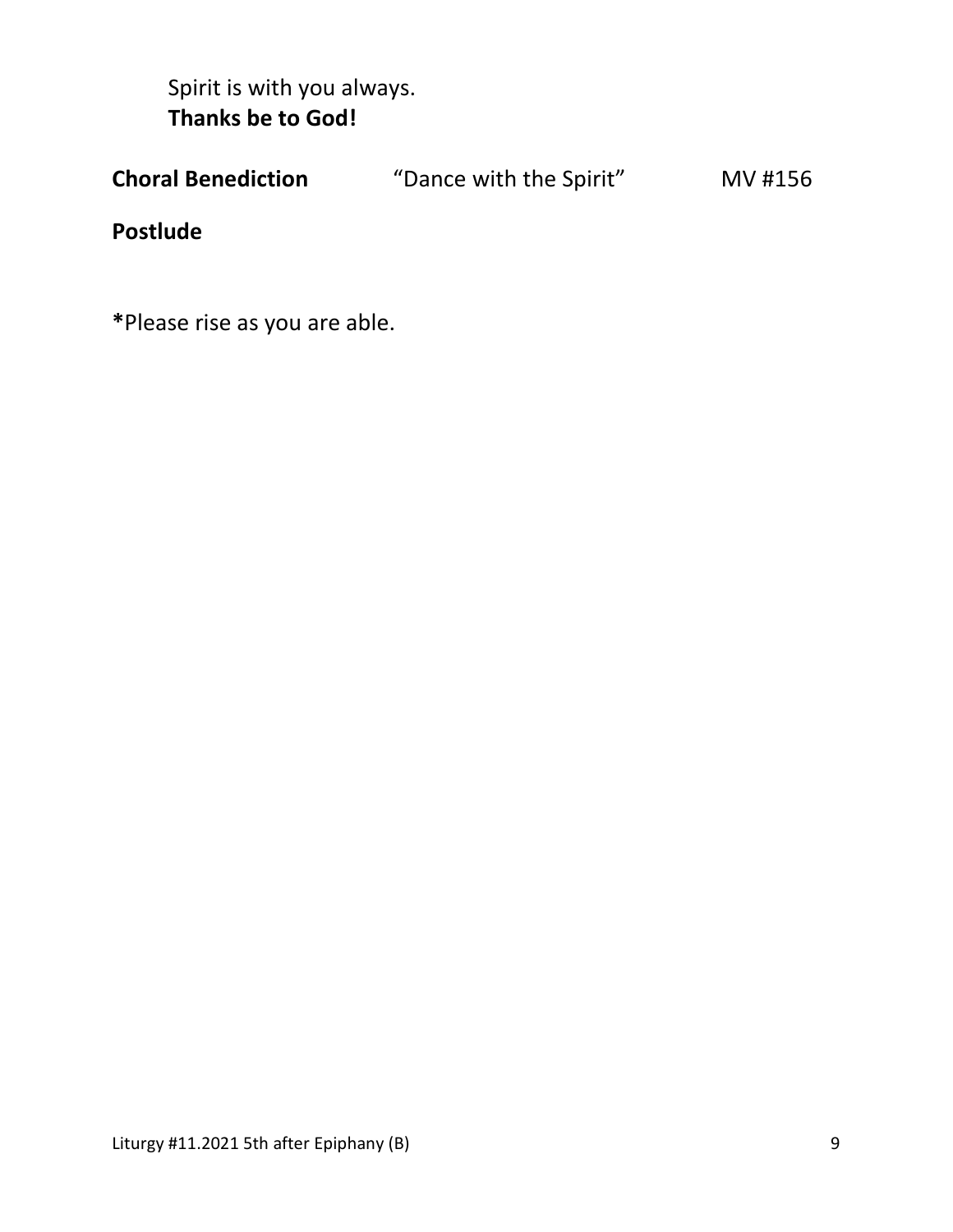Spirit is with you always.
**Thanks be to God!**

**Choral Benediction** "Dance with the Spirit" MV #156

**Postlude**

**\***Please rise as you are able.